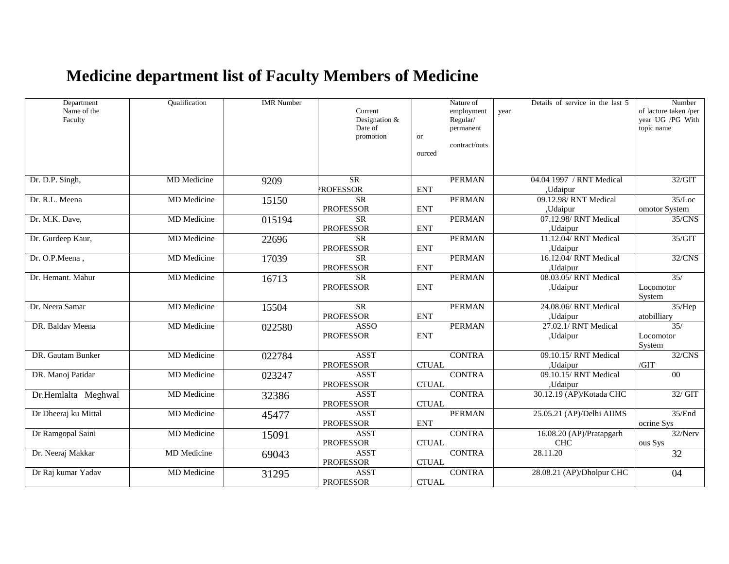# Medicine department list of Faculty Members of Medicine

| Department Name of the Faculty | Qualification | IMR Number | Current Designation & Date of promotion | Nature of employment Regular/ permanent or contract/outsourced | Details of service in the last 5 year | Number of lacture taken /per year UG /PG With topic name |
|---|---|---|---|---|---|---|
| Dr. D.P. Singh, | MD Medicine | 9209 | SR PROFESSOR | PERMANENT | 04.04 1997 / RNT Medical ,Udaipur | 32/GIT |
| Dr. R.L. Meena | MD Medicine | 15150 | SR PROFESSOR | PERMANENT | 09.12.98/ RNT Medical ,Udaipur | 35/Locomotor System |
| Dr. M.K. Dave, | MD Medicine | 015194 | SR PROFESSOR | PERMANENT | 07.12.98/ RNT Medical ,Udaipur | 35/CNS |
| Dr. Gurdeep Kaur, | MD Medicine | 22696 | SR PROFESSOR | PERMANENT | 11.12.04/ RNT Medical ,Udaipur | 35/GIT |
| Dr. O.P.Meena , | MD Medicine | 17039 | SR PROFESSOR | PERMANENT | 16.12.04/ RNT Medical ,Udaipur | 32/CNS |
| Dr. Hemant. Mahur | MD Medicine | 16713 | SR PROFESSOR | PERMANENT | 08.03.05/ RNT Medical ,Udaipur | 35/ Locomotor System |
| Dr. Neera Samar | MD Medicine | 15504 | SR PROFESSOR | PERMANENT | 24.08.06/ RNT Medical ,Udaipur | 35/Hepatobilliary |
| DR. Baldav Meena | MD Medicine | 022580 | ASSO PROFESSOR | PERMANENT | 27.02.1/ RNT Medical ,Udaipur | 35/ Locomotor System |
| DR. Gautam Bunker | MD Medicine | 022784 | ASST PROFESSOR | CONTRACTUAL | 09.10.15/ RNT Medical ,Udaipur | 32/CNS /GIT |
| DR. Manoj Patidar | MD Medicine | 023247 | ASST PROFESSOR | CONTRACTUAL | 09.10.15/ RNT Medical ,Udaipur | 00 |
| Dr.Hemlalta Meghwal | MD Medicine | 32386 | ASST PROFESSOR | CONTRACTUAL | 30.12.19 (AP)/Kotada CHC | 32/ GIT |
| Dr Dheeraj ku Mittal | MD Medicine | 45477 | ASST PROFESSOR | PERMANENT | 25.05.21 (AP)/Delhi AIIMS | 35/Endocrine Sys |
| Dr Ramgopal Saini | MD Medicine | 15091 | ASST PROFESSOR | CONTRACTUAL | 16.08.20 (AP)/Pratapgarh CHC | 32/Nervous Sys |
| Dr. Neeraj Makkar | MD Medicine | 69043 | ASST PROFESSOR | CONTRACTUAL | 28.11.20 | 32 |
| Dr Raj kumar Yadav | MD Medicine | 31295 | ASST PROFESSOR | CONTRACTUAL | 28.08.21 (AP)/Dholpur CHC | 04 |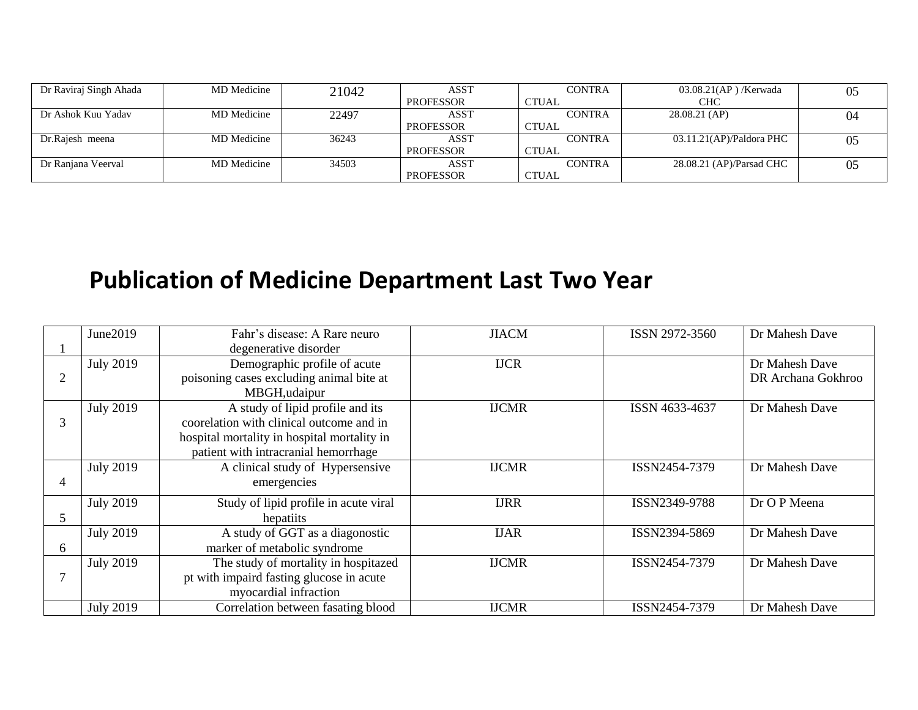| Dr Raviraj Singh Ahada | MD Medicine | 21042 | ASST PROFESSOR | CONTRA CTUAL | 03.08.21(AP ) /Kerwada CHC | 05 |
|---|---|---|---|---|---|---|
| Dr Ashok Kuu Yadav | MD Medicine | 22497 | ASST PROFESSOR | CONTRA CTUAL | 28.08.21 (AP) | 04 |
| Dr.Rajesh meena | MD Medicine | 36243 | ASST PROFESSOR | CONTRA CTUAL | 03.11.21(AP)/Paldora PHC | 05 |
| Dr Ranjana Veerval | MD Medicine | 34503 | ASST PROFESSOR | CONTRA CTUAL | 28.08.21 (AP)/Parsad CHC | 05 |

# Publication of Medicine Department Last Two Year

| 1 | June2019 | Fahr's disease: A Rare neuro degenerative disorder | JIACM | ISSN 2972-3560 | Dr Mahesh Dave |
|---|---|---|---|---|---|
| 2 | July 2019 | Demographic profile of acute poisoning cases excluding animal bite at MBGH,udaipur | IJCR | | Dr Mahesh Dave DR Archana Gokhroo |
| 3 | July 2019 | A study of lipid profile and its coorelation with clinical outcome and in hospital mortality in hospital mortality in patient with intracranial hemorrhage | IJCMR | ISSN 4633-4637 | Dr Mahesh Dave |
| 4 | July 2019 | A clinical study of Hypersensive emergencies | IJCMR | ISSN2454-7379 | Dr Mahesh Dave |
| 5 | July 2019 | Study of lipid profile in acute viral hepatiits | IJRR | ISSN2349-9788 | Dr O P Meena |
| 6 | July 2019 | A study of GGT as a diagonostic marker of metabolic syndrome | IJAR | ISSN2394-5869 | Dr Mahesh Dave |
| 7 | July 2019 | The study of mortality in hospitazed pt with impaird fasting glucose in acute myocardial infraction | IJCMR | ISSN2454-7379 | Dr Mahesh Dave |
| | July 2019 | Correlation between fasating blood | IJCMR | ISSN2454-7379 | Dr Mahesh Dave |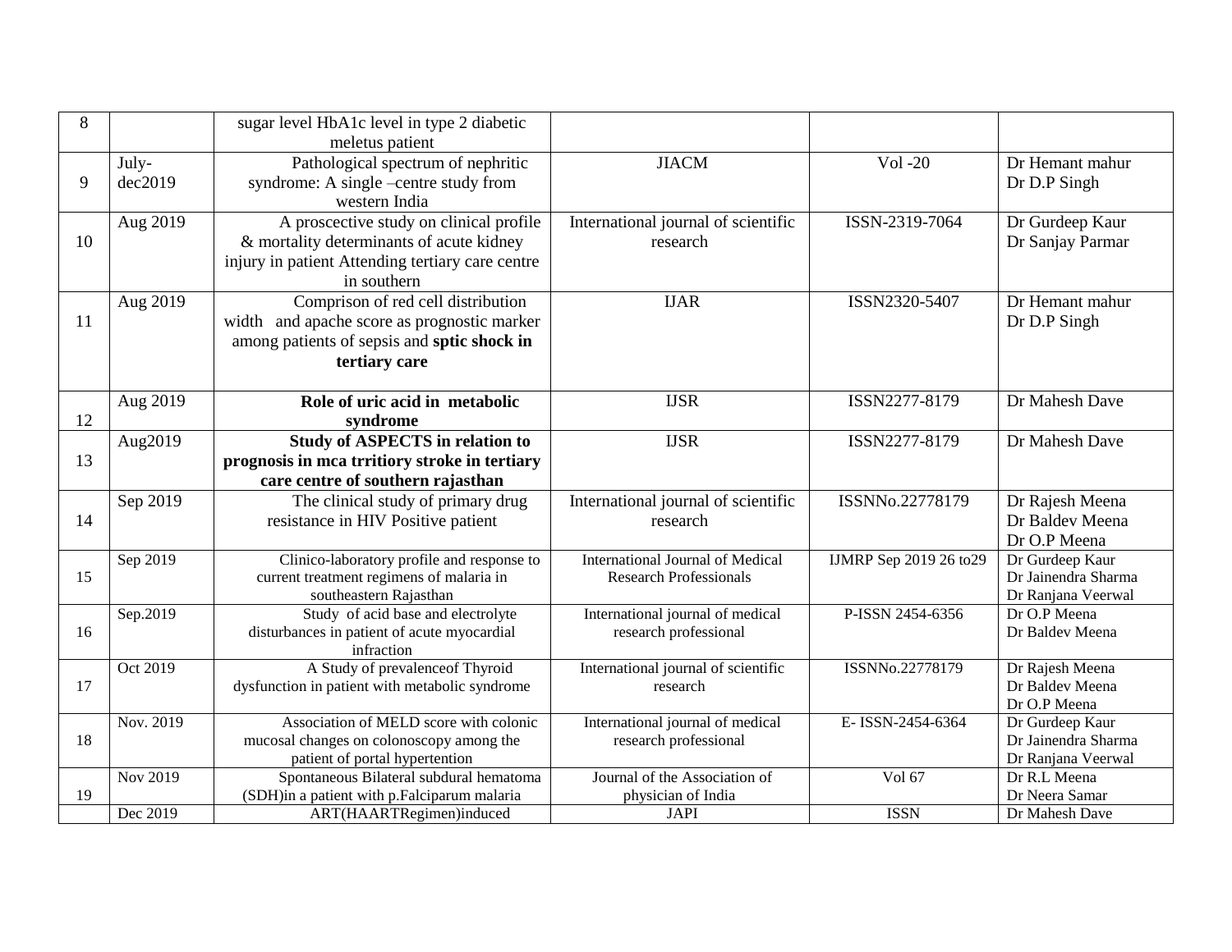| 8 | | sugar level HbA1c level in type 2 diabetic meletus patient | | | |
|---|---|---|---|---|---|
| 9 | July-dec2019 | Pathological spectrum of nephritic syndrome: A single –centre study from western India | JIACM | Vol -20 | Dr Hemant mahur<br>Dr D.P Singh |
| 10 | Aug 2019 | A proscective study on clinical profile & mortality determinants of acute kidney injury in patient Attending tertiary care centre in southern | International journal of scientific research | ISSN-2319-7064 | Dr Gurdeep Kaur<br>Dr Sanjay Parmar |
| 11 | Aug 2019 | Comprison of red cell distribution width and apache score as prognostic marker among patients of sepsis and **sptic shock in tertiary care** | IJAR | ISSN2320-5407 | Dr Hemant mahur<br>Dr D.P Singh |
| 12 | Aug 2019 | **Role of uric acid in metabolic syndrome** | IJSR | ISSN2277-8179 | Dr Mahesh Dave |
| 13 | Aug2019 | **Study of ASPECTS in relation to prognosis in mca trritiory stroke in tertiary care centre of southern rajasthan** | IJSR | ISSN2277-8179 | Dr Mahesh Dave |
| 14 | Sep 2019 | The clinical study of primary drug resistance in HIV Positive patient | International journal of scientific research | ISSNNo.22778179 | Dr Rajesh Meena<br>Dr Baldev Meena<br>Dr O.P Meena |
| 15 | Sep 2019 | Clinico-laboratory profile and response to current treatment regimens of malaria in southeastern Rajasthan | International Journal of Medical Research Professionals | IJMRP Sep 2019 26 to29 | Dr Gurdeep Kaur<br>Dr Jainendra Sharma<br>Dr Ranjana Veerwal |
| 16 | Sep.2019 | Study of acid base and electrolyte disturbances in patient of acute myocardial infraction | International journal of medical research professional | P-ISSN 2454-6356 | Dr O.P Meena<br>Dr Baldev Meena |
| 17 | Oct 2019 | A Study of prevalenceof Thyroid dysfunction in patient with metabolic syndrome | International journal of scientific research | ISSNNo.22778179 | Dr Rajesh Meena<br>Dr Baldev Meena<br>Dr O.P Meena |
| 18 | Nov. 2019 | Association of MELD score with colonic mucosal changes on colonoscopy among the patient of portal hypertention | International journal of medical research professional | E- ISSN-2454-6364 | Dr Gurdeep Kaur<br>Dr Jainendra Sharma<br>Dr Ranjana Veerwal |
| 19 | Nov 2019 | Spontaneous Bilateral subdural hematoma (SDH)in a patient with p.Falciparum malaria | Journal of the Association of physician of India | Vol 67 | Dr R.L Meena<br>Dr Neera Samar |
| | Dec 2019 | ART(HAARTRegimen)induced | JAPI | ISSN | Dr Mahesh Dave |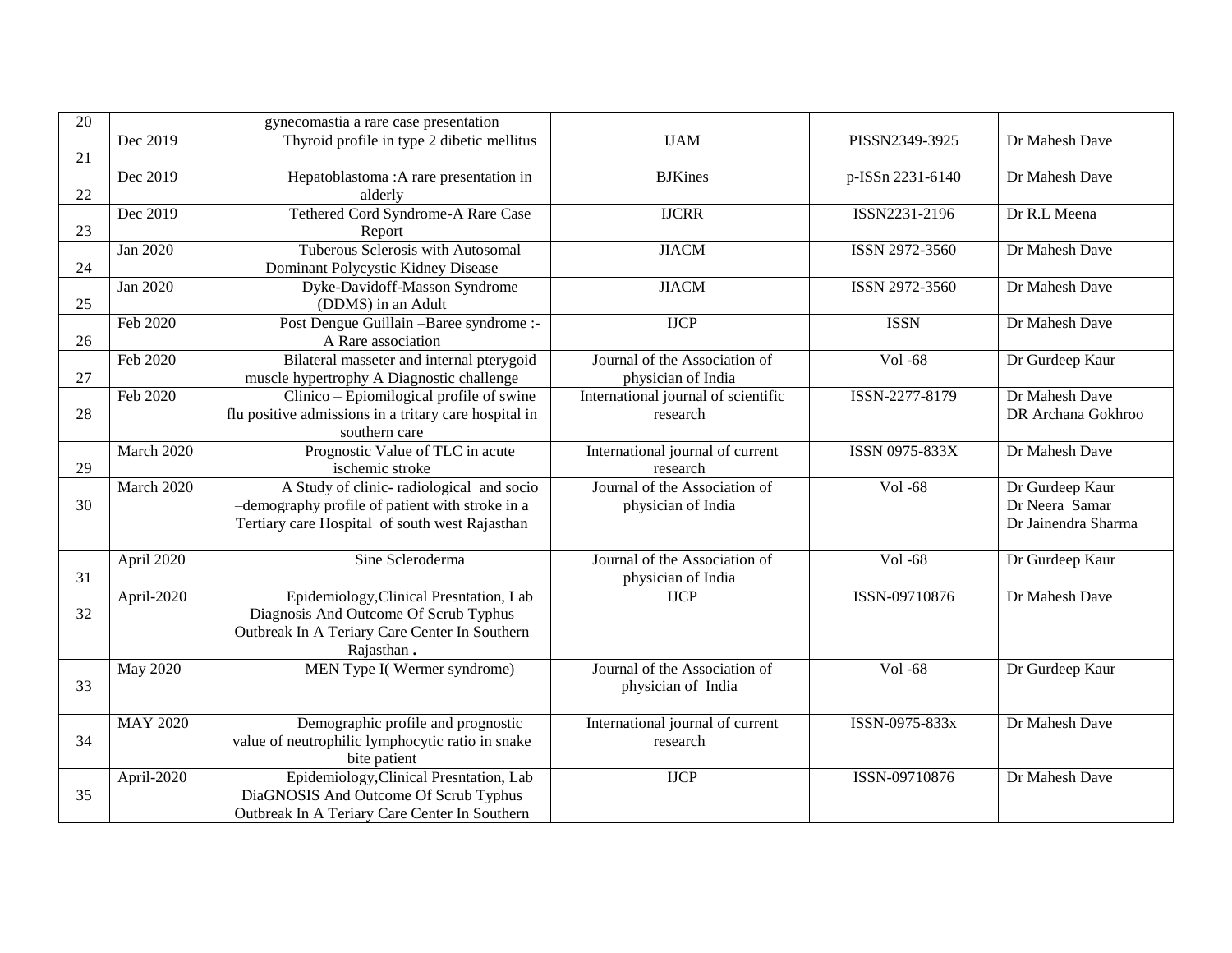| 20 | | gynecomastia a rare case presentation | | | |
|---|---|---|---|---|---|
| 21 | Dec 2019 | Thyroid profile in type 2 dibetic mellitus | IJAM | PISSN2349-3925 | Dr Mahesh Dave |
| 22 | Dec 2019 | Hepatoblastoma :A rare presentation in alderly | BJKines | p-ISSn 2231-6140 | Dr Mahesh Dave |
| 23 | Dec 2019 | Tethered Cord Syndrome-A Rare Case Report | IJCRR | ISSN2231-2196 | Dr R.L Meena |
| 24 | Jan 2020 | Tuberous Sclerosis with Autosomal Dominant Polycystic Kidney Disease | JIACM | ISSN 2972-3560 | Dr Mahesh Dave |
| 25 | Jan 2020 | Dyke-Davidoff-Masson Syndrome (DDMS) in an Adult | JIACM | ISSN 2972-3560 | Dr Mahesh Dave |
| 26 | Feb 2020 | Post Dengue Guillain –Baree syndrome :- A Rare association | IJCP | ISSN | Dr Mahesh Dave |
| 27 | Feb 2020 | Bilateral masseter and internal pterygoid muscle hypertrophy A Diagnostic challenge | Journal of the Association of physician of India | Vol -68 | Dr Gurdeep Kaur |
| 28 | Feb 2020 | Clinico – Epiomilogical profile of swine flu positive admissions in a tritary care hospital in southern care | International journal of scientific research | ISSN-2277-8179 | Dr Mahesh Dave<br>DR Archana Gokhroo |
| 29 | March 2020 | Prognostic Value of TLC in acute ischemic stroke | International journal of current research | ISSN 0975-833X | Dr Mahesh Dave |
| 30 | March 2020 | A Study of clinic- radiological and socio –demography profile of patient with stroke in a Tertiary care Hospital of south west Rajasthan | Journal of the Association of physician of India | Vol -68 | Dr Gurdeep Kaur<br>Dr Neera Samar<br>Dr Jainendra Sharma |
| 31 | April 2020 | Sine Scleroderma | Journal of the Association of physician of India | Vol -68 | Dr Gurdeep Kaur |
| 32 | April-2020 | Epidemiology,Clinical Presntation, Lab Diagnosis And Outcome Of Scrub Typhus Outbreak In A Teriary Care Center In Southern Rajasthan **.** | IJCP | ISSN-09710876 | Dr Mahesh Dave |
| 33 | May 2020 | MEN Type I( Wermer syndrome) | Journal of the Association of physician of India | Vol -68 | Dr Gurdeep Kaur |
| 34 | MAY 2020 | Demographic profile and prognostic value of neutrophilic lymphocytic ratio in snake bite patient | International journal of current research | ISSN-0975-833x | Dr Mahesh Dave |
| 35 | April-2020 | Epidemiology,Clinical Presntation, Lab DiaGNOSIS And Outcome Of Scrub Typhus Outbreak In A Teriary Care Center In Southern | IJCP | ISSN-09710876 | Dr Mahesh Dave |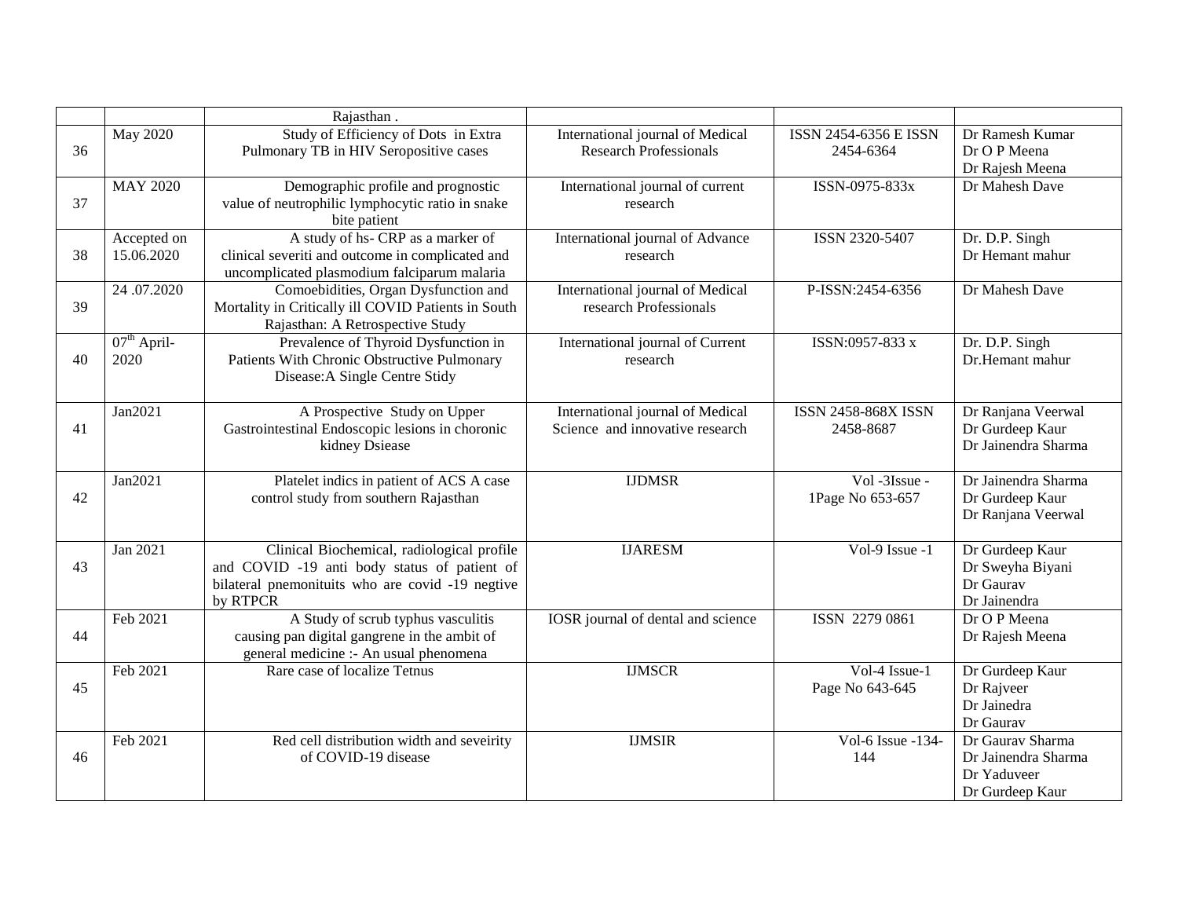|  |  | Rajasthan . |  |  |  |
|---|---|---|---|---|---|
| 36 | May 2020 | Study of Efficiency of Dots in Extra Pulmonary TB in HIV Seropositive cases | International journal of Medical Research Professionals | ISSN 2454-6356 E ISSN 2454-6364 | Dr Ramesh Kumar<br>Dr O P Meena<br>Dr Rajesh Meena |
| 37 | MAY 2020 | Demographic profile and prognostic value of neutrophilic lymphocytic ratio in snake bite patient | International journal of current research | ISSN-0975-833x | Dr Mahesh Dave |
| 38 | Accepted on 15.06.2020 | A study of hs- CRP as a marker of clinical severiti and outcome in complicated and uncomplicated plasmodium falciparum malaria | International journal of Advance research | ISSN 2320-5407 | Dr. D.P. Singh<br>Dr Hemant mahur |
| 39 | 24 .07.2020 | Comoebidities, Organ Dysfunction and Mortality in Critically ill COVID Patients in South Rajasthan: A Retrospective Study | International journal of Medical research Professionals | P-ISSN:2454-6356 | Dr Mahesh Dave |
| 40 | 07th April-2020 | Prevalence of Thyroid Dysfunction in Patients With Chronic Obstructive Pulmonary Disease:A Single Centre Stidy | International journal of Current research | ISSN:0957-833 x | Dr. D.P. Singh<br>Dr.Hemant mahur |
| 41 | Jan2021 | A Prospective Study on Upper Gastrointestinal Endoscopic lesions in choronic kidney Dsiease | International journal of Medical Science and innovative research | ISSN 2458-868X ISSN 2458-8687 | Dr Ranjana Veerwal<br>Dr Gurdeep Kaur<br>Dr Jainendra Sharma |
| 42 | Jan2021 | Platelet indics in patient of ACS A case control study from southern Rajasthan | IJDMSR | Vol -3Issue - 1Page No 653-657 | Dr Jainendra Sharma<br>Dr Gurdeep Kaur<br>Dr Ranjana Veerwal |
| 43 | Jan 2021 | Clinical Biochemical, radiological profile and COVID -19 anti body status of patient of bilateral pnemonituits who are covid -19 negtive by RTPCR | IJARESM | Vol-9 Issue -1 | Dr Gurdeep Kaur<br>Dr Sweyha Biyani<br>Dr Gaurav<br>Dr Jainendra |
| 44 | Feb 2021 | A Study of scrub typhus vasculitis causing pan digital gangrene in the ambit of general medicine :- An usual phenomena | IOSR journal of dental and science | ISSN 2279 0861 | Dr O P Meena<br>Dr Rajesh Meena |
| 45 | Feb 2021 | Rare case of localize Tetnus | IJMSCR | Vol-4 Issue-1<br>Page No 643-645 | Dr Gurdeep Kaur<br>Dr Rajveer<br>Dr Jainedra<br>Dr Gaurav |
| 46 | Feb 2021 | Red cell distribution width and seveirity of COVID-19 disease | IJMSIR | Vol-6 Issue -134-144 | Dr Gaurav Sharma<br>Dr Jainendra Sharma<br>Dr Yaduveer<br>Dr Gurdeep Kaur |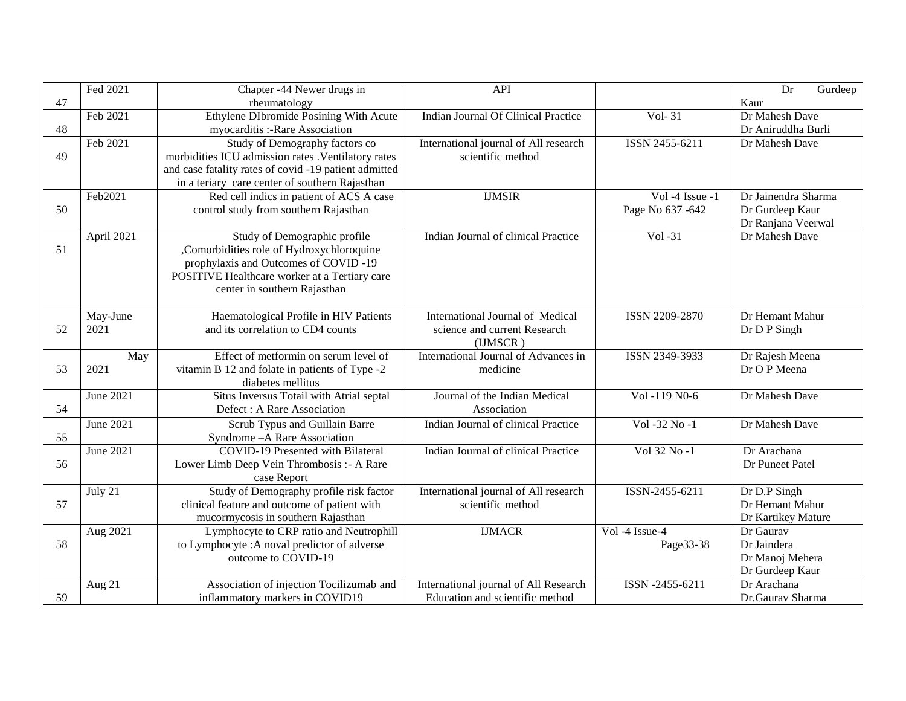| 47 | Fed 2021 | Chapter -44 Newer drugs in rheumatology | API | | Dr Gurdeep Kaur |
|---|---|---|---|---|---|
| 48 | Feb 2021 | Ethylene DIbromide Posining With Acute myocarditis :-Rare Association | Indian Journal Of Clinical Practice | Vol- 31 | Dr Mahesh Dave<br>Dr Aniruddha Burli |
| 49 | Feb 2021 | Study of Demography factors co morbidities ICU admission rates .Ventilatory rates and case fatality rates of covid -19 patient admitted in a teriary care center of southern Rajasthan | International journal of All research scientific method | ISSN 2455-6211 | Dr Mahesh Dave |
| 50 | Feb2021 | Red cell indics in patient of ACS A case control study from southern Rajasthan | IJMSIR | Vol -4 Issue -1<br>Page No 637 -642 | Dr Jainendra Sharma<br>Dr Gurdeep Kaur<br>Dr Ranjana Veerwal |
| 51 | April 2021 | Study of Demographic profile ,Comorbidities role of Hydroxychloroquine prophylaxis and Outcomes of COVID -19 POSITIVE Healthcare worker at a Tertiary care center in southern Rajasthan | Indian Journal of clinical Practice | Vol -31 | Dr Mahesh Dave |
| 52 | May-June 2021 | Haematological Profile in HIV Patients and its correlation to CD4 counts | International Journal of Medical science and current Research (IJMSCR ) | ISSN 2209-2870 | Dr Hemant Mahur<br>Dr D P Singh |
| 53 | May 2021 | Effect of metformin on serum level of vitamin B 12 and folate in patients of Type -2 diabetes mellitus | International Journal of Advances in medicine | ISSN 2349-3933 | Dr Rajesh Meena<br>Dr O P Meena |
| 54 | June 2021 | Situs Inversus Totail with Atrial septal Defect : A Rare Association | Journal of the Indian Medical Association | Vol -119 N0-6 | Dr Mahesh Dave |
| 55 | June 2021 | Scrub Typus and Guillain Barre Syndrome –A Rare Association | Indian Journal of clinical Practice | Vol -32 No -1 | Dr Mahesh Dave |
| 56 | June 2021 | COVID-19 Presented with Bilateral Lower Limb Deep Vein Thrombosis :- A Rare case Report | Indian Journal of clinical Practice | Vol 32 No -1 | Dr Arachana<br>Dr Puneet Patel |
| 57 | July 21 | Study of Demography profile risk factor clinical feature and outcome of patient with mucormycosis in southern Rajasthan | International journal of All research scientific method | ISSN-2455-6211 | Dr D.P Singh<br>Dr Hemant Mahur<br>Dr Kartikey Mature |
| 58 | Aug 2021 | Lymphocyte to CRP ratio and Neutrophill to Lymphocyte :A noval predictor of adverse outcome to COVID-19 | IJMACR | Vol -4 Issue-4<br>Page33-38 | Dr Gaurav<br>Dr Jaindera<br>Dr Manoj Mehera<br>Dr Gurdeep Kaur |
| 59 | Aug 21 | Association of injection Tocilizumab and inflammatory markers in COVID19 | International journal of All Research Education and scientific method | ISSN -2455-6211 | Dr Arachana<br>Dr.Gaurav Sharma |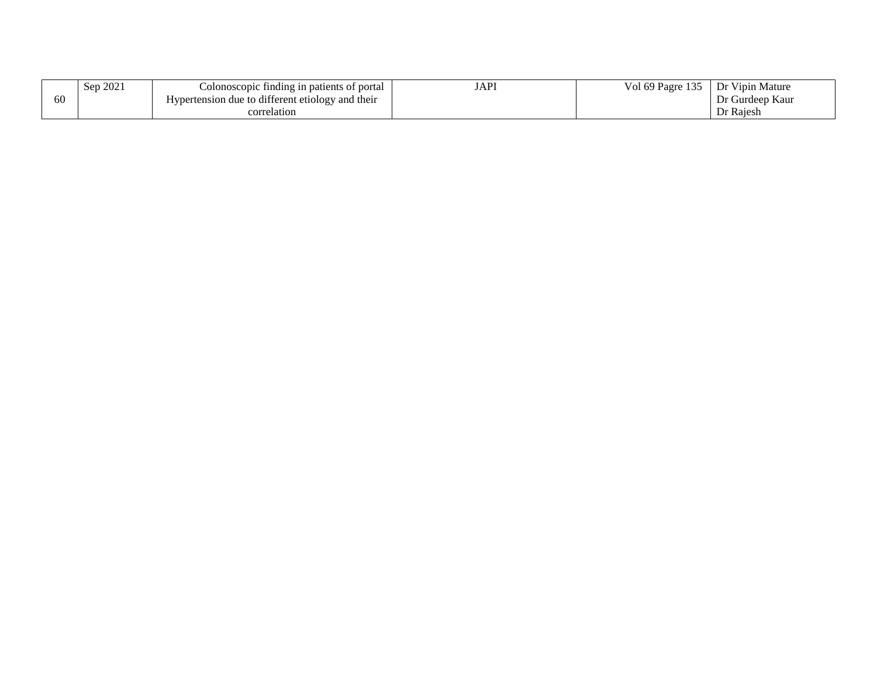| | | | | | |
|---|---|---|---|---|---|
| 60 | Sep 2021 | Colonoscopic finding in patients of portal Hypertension due to different etiology and their correlation | JAPI | Vol 69 Pagre 135 | Dr Vipin Mature<br>Dr Gurdeep Kaur<br>Dr Rajesh |